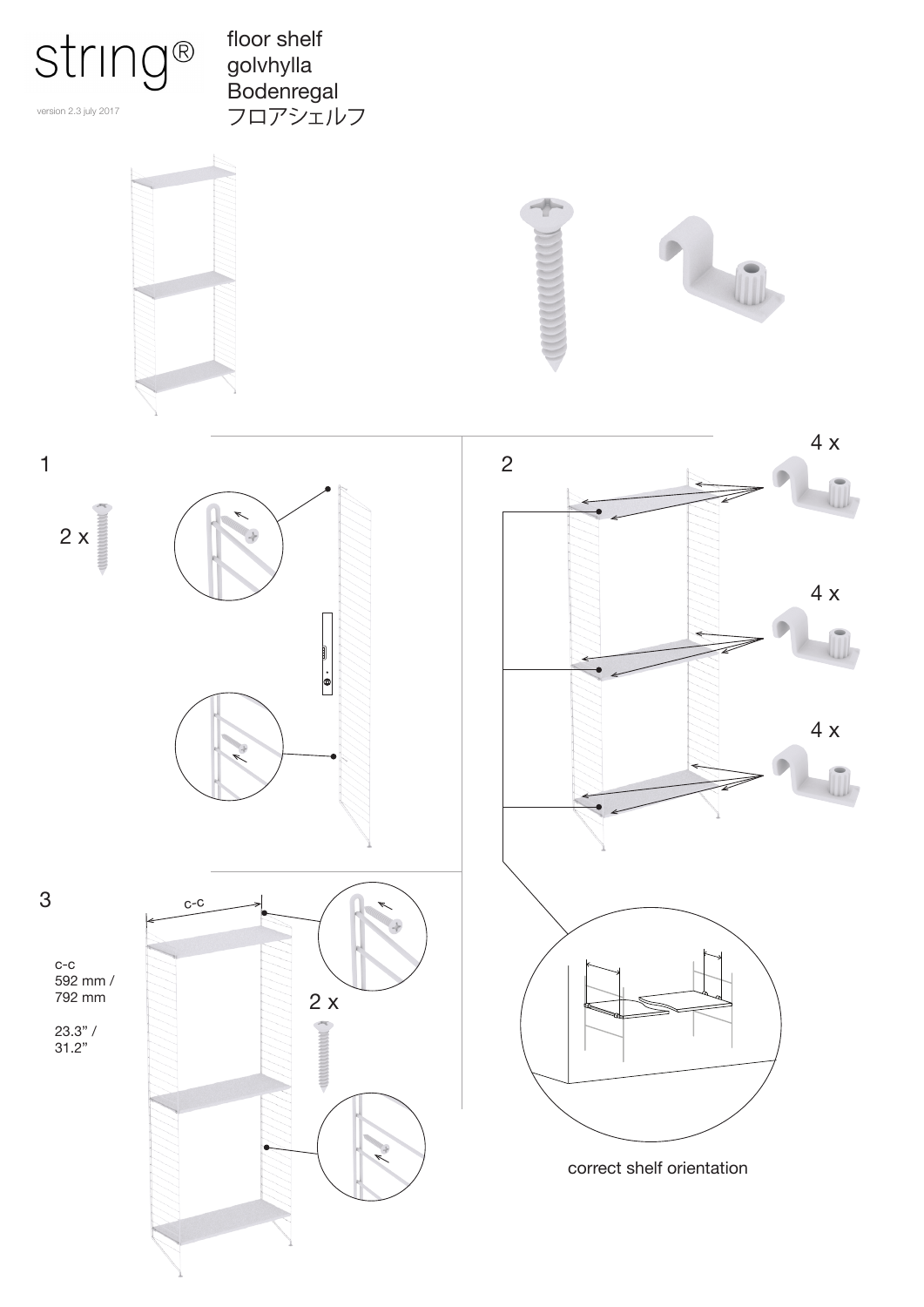string®

version 2.3 july 2017

# floor shelf
# golvhylla
# Bodenregal
# フロアシェルフ

1

2 x

2

4 x

4 x

4 x

correct shelf orientation

3

c-c
592 mm /
792 mm

23.3" /
31.2"

c-c

2 x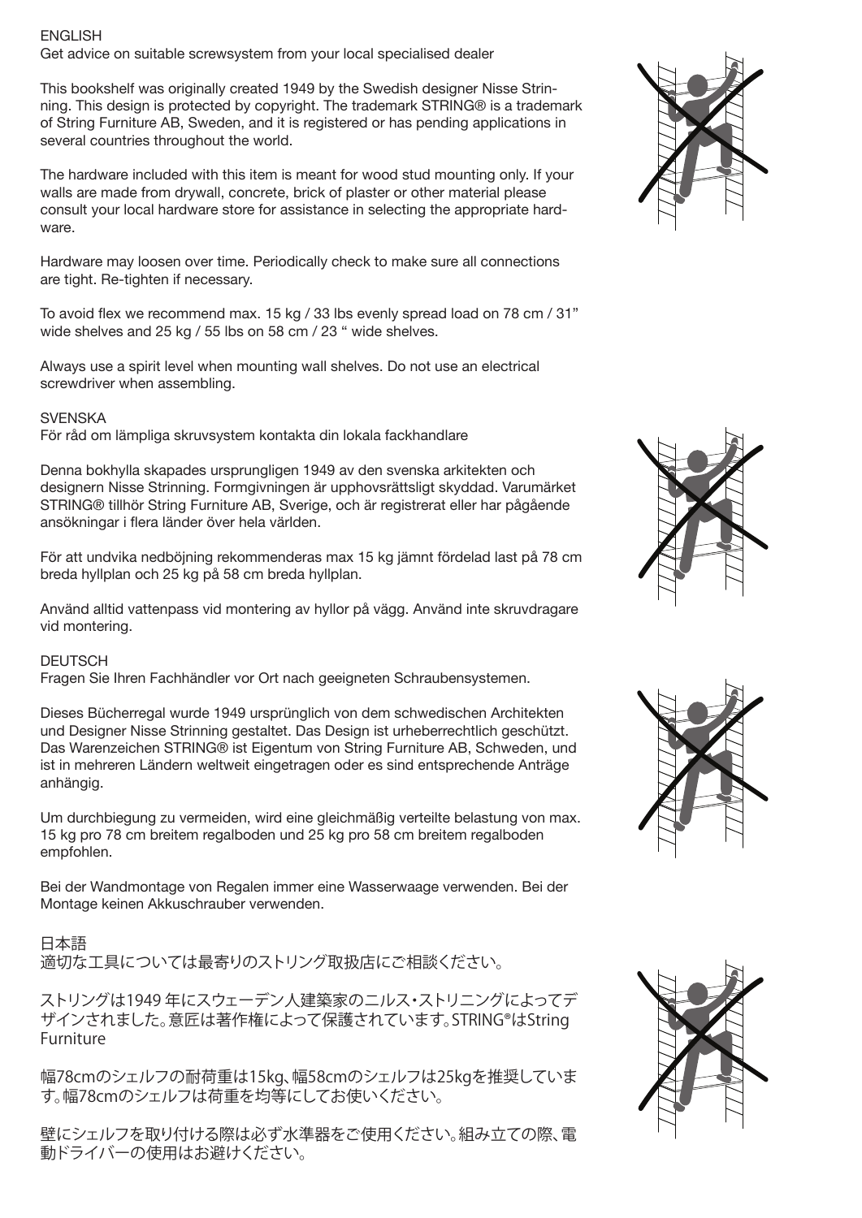ENGLISH

Get advice on suitable screwsystem from your local specialised dealer

This bookshelf was originally created 1949 by the Swedish designer Nisse Strinning. This design is protected by copyright. The trademark STRING® is a trademark of String Furniture AB, Sweden, and it is registered or has pending applications in several countries throughout the world.

The hardware included with this item is meant for wood stud mounting only. If your walls are made from drywall, concrete, brick of plaster or other material please consult your local hardware store for assistance in selecting the appropriate hardware.

Hardware may loosen over time. Periodically check to make sure all connections are tight. Re-tighten if necessary.

To avoid flex we recommend max. 15 kg / 33 lbs evenly spread load on 78 cm / 31" wide shelves and 25 kg / 55 lbs on 58 cm / 23 " wide shelves.

Always use a spirit level when mounting wall shelves. Do not use an electrical screwdriver when assembling.

SVENSKA

För råd om lämpliga skruvsystem kontakta din lokala fackhandlare

Denna bokhylla skapades ursprungligen 1949 av den svenska arkitekten och designern Nisse Strinning. Formgivningen är upphovsrättsligt skyddad. Varumärket STRING® tillhör String Furniture AB, Sverige, och är registrerat eller har pågående ansökningar i flera länder över hela världen.

För att undvika nedböjning rekommenderas max 15 kg jämnt fördelad last på 78 cm breda hyllplan och 25 kg på 58 cm breda hyllplan.

Använd alltid vattenpass vid montering av hyllor på vägg. Använd inte skruvdragare vid montering.

DEUTSCH

Fragen Sie Ihren Fachhändler vor Ort nach geeigneten Schraubensystemen.

Dieses Bücherregal wurde 1949 ursprünglich von dem schwedischen Architekten und Designer Nisse Strinning gestaltet. Das Design ist urheberrechtlich geschützt. Das Warenzeichen STRING® ist Eigentum von String Furniture AB, Schweden, und ist in mehreren Ländern weltweit eingetragen oder es sind entsprechende Anträge anhängig.

Um durchbiegung zu vermeiden, wird eine gleichmäßig verteilte belastung von max. 15 kg pro 78 cm breitem regalboden und 25 kg pro 58 cm breitem regalboden empfohlen.

Bei der Wandmontage von Regalen immer eine Wasserwaage verwenden. Bei der Montage keinen Akkuschrauber verwenden.

日本語

適切な工具については最寄りのストリング取扱店にご相談ください。

ストリングは1949 年にスウェーデン人建築家のニルス・ストリニングによってデザインされました。意匠は著作権によって保護されています。STRING®はString Furniture

幅78cmのシェルフの耐荷重は15kg、幅58cmのシェルフは25kgを推奨しています。幅78cmのシェルフは荷重を均等にしてお使いください。

壁にシェルフを取り付ける際は必ず水準器をご使用ください。組み立ての際、電動ドライバーの使用はお避けください。